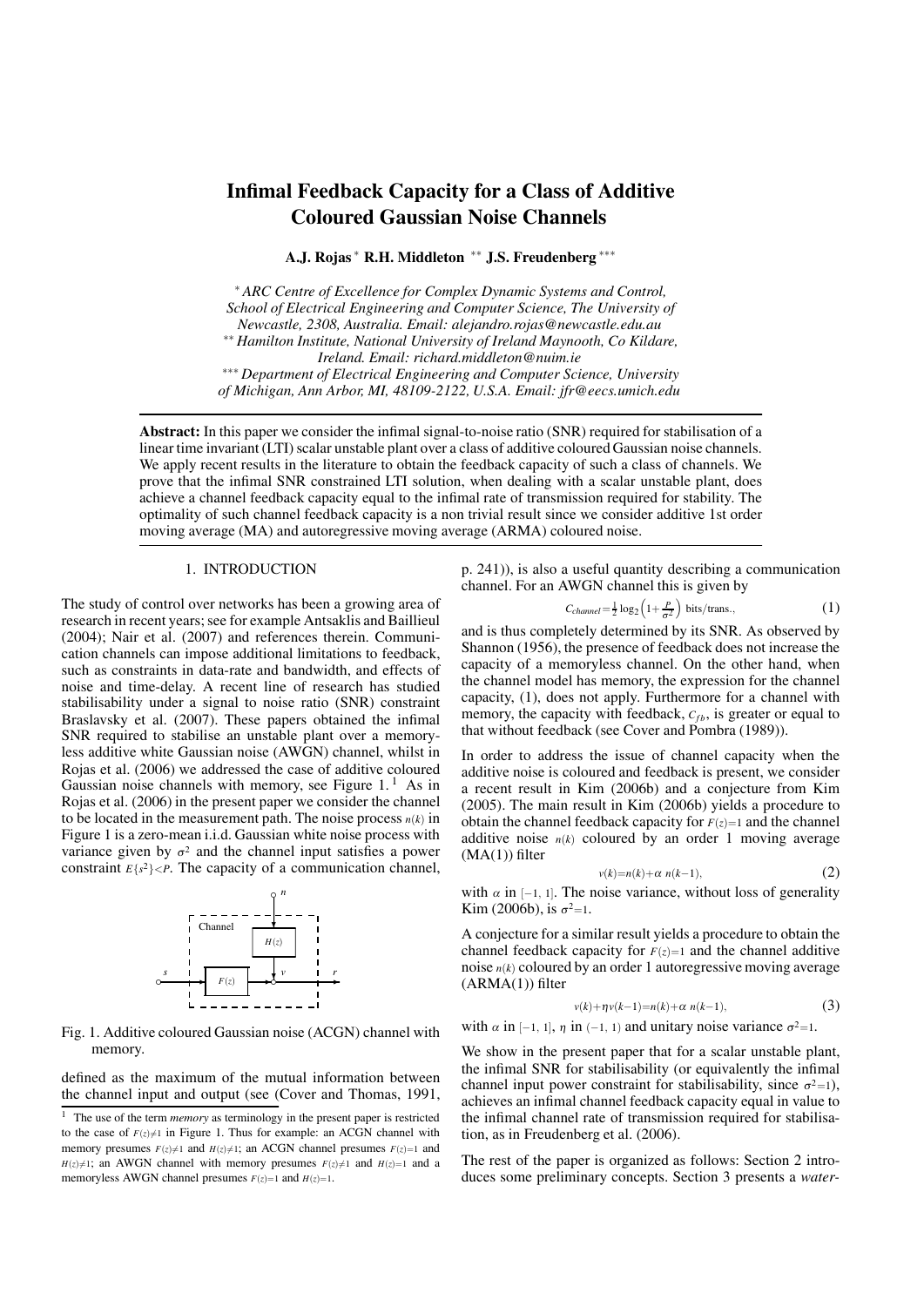# Infimal Feedback Capacity for a Class of Additive Coloured Gaussian Noise Channels

**A.J. Rojas** [*] **R.H. Middleton** [**] **J.S. Freudenberg** [***]

[*] *ARC Centre of Excellence for Complex Dynamic Systems and Control, School of Electrical Engineering and Computer Science, The University of Newcastle, 2308, Australia. Email: alejandro.rojas@newcastle.edu.au*
[**] *Hamilton Institute, National University of Ireland Maynooth, Co Kildare, Ireland. Email: richard.middleton@nuim.ie*
[***] *Department of Electrical Engineering and Computer Science, University of Michigan, Ann Arbor, MI, 48109-2122, U.S.A. Email: jfr@eecs.umich.edu*

**Abstract:** In this paper we consider the infimal signal-to-noise ratio (SNR) required for stabilisation of a linear time invariant (LTI) scalar unstable plant over a class of additive coloured Gaussian noise channels. We apply recent results in the literature to obtain the feedback capacity of such a class of channels. We prove that the infimal SNR constrained LTI solution, when dealing with a scalar unstable plant, does achieve a channel feedback capacity equal to the infimal rate of transmission required for stability. The optimality of such channel feedback capacity is a non trivial result since we consider additive 1st order moving average (MA) and autoregressive moving average (ARMA) coloured noise.

## 1. INTRODUCTION

The study of control over networks has been a growing area of research in recent years; see for example Antsaklis and Baillieul (2004); Nair et al. (2007) and references therein. Communication channels can impose additional limitations to feedback, such as constraints in data-rate and bandwidth, and effects of noise and time-delay. A recent line of research has studied stabilisability under a signal to noise ratio (SNR) constraint Braslavsky et al. (2007). These papers obtained the infimal SNR required to stabilise an unstable plant over a memoryless additive white Gaussian noise (AWGN) channel, whilst in Rojas et al. (2006) we addressed the case of additive coloured Gaussian noise channels with memory, see Figure 1.[1] As in Rojas et al. (2006) in the present paper we consider the channel to be located in the measurement path. The noise process $n(k)$ in Figure 1 is a zero-mean i.i.d. Gaussian white noise process with variance given by $\sigma^2$ and the channel input satisfies a power constraint $E\{s^2\}<P$. The capacity of a communication channel,

Fig. 1. Additive coloured Gaussian noise (ACGN) channel with memory.

defined as the maximum of the mutual information between the channel input and output (see (Cover and Thomas, 1991, p. 241)), is also a useful quantity describing a communication channel. For an AWGN channel this is given by

$$C_{channel}=\tfrac{1}{2}\log_2\left(1+\tfrac{P}{\sigma^2}\right)\ \text{bits/trans.,} \tag{1}$$

and is thus completely determined by its SNR. As observed by Shannon (1956), the presence of feedback does not increase the capacity of a memoryless channel. On the other hand, when the channel model has memory, the expression for the channel capacity, (1), does not apply. Furthermore for a channel with memory, the capacity with feedback, $C_{fb}$, is greater or equal to that without feedback (see Cover and Pombra (1989)).

In order to address the issue of channel capacity when the additive noise is coloured and feedback is present, we consider a recent result in Kim (2006b) and a conjecture from Kim (2005). The main result in Kim (2006b) yields a procedure to obtain the channel feedback capacity for $F(z)=1$ and the channel additive noise $n(k)$ coloured by an order 1 moving average (MA(1)) filter

$$v(k)=n(k)+\alpha\ n(k-1), \tag{2}$$

with $\alpha$ in $[-1,\ 1]$. The noise variance, without loss of generality Kim (2006b), is $\sigma^2=1$.

A conjecture for a similar result yields a procedure to obtain the channel feedback capacity for $F(z)=1$ and the channel additive noise $n(k)$ coloured by an order 1 autoregressive moving average (ARMA(1)) filter

$$v(k)+\eta v(k-1)=n(k)+\alpha\ n(k-1), \tag{3}$$

with $\alpha$ in $[-1,\ 1]$, $\eta$ in $(-1,\ 1)$ and unitary noise variance $\sigma^2=1$.

We show in the present paper that for a scalar unstable plant, the infimal SNR for stabilisability (or equivalently the infimal channel input power constraint for stabilisability, since $\sigma^2=1$), achieves an infimal channel feedback capacity equal in value to the infimal channel rate of transmission required for stabilisation, as in Freudenberg et al. (2006).

The rest of the paper is organized as follows: Section 2 introduces some preliminary concepts. Section 3 presents a *water-*

[1] The use of the term *memory* as terminology in the present paper is restricted to the case of $F(z)\neq 1$ in Figure 1. Thus for example: an ACGN channel with memory presumes $F(z)\neq 1$ and $H(z)\neq 1$; an ACGN channel presumes $F(z)=1$ and $H(z)\neq 1$; an AWGN channel with memory presumes $F(z)\neq 1$ and $H(z)=1$ and a memoryless AWGN channel presumes $F(z)=1$ and $H(z)=1$.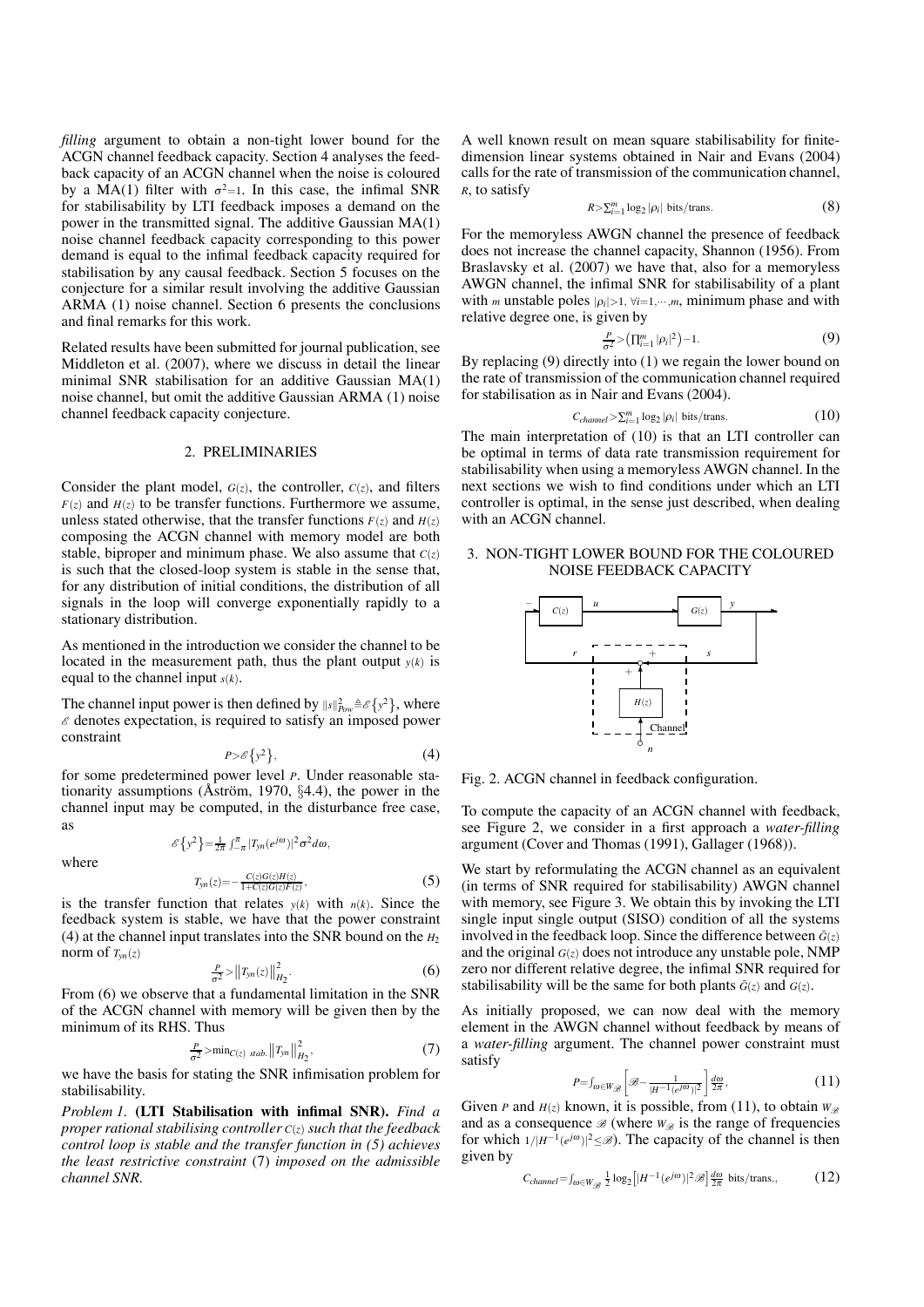*filling* argument to obtain a non-tight lower bound for the ACGN channel feedback capacity. Section 4 analyses the feedback capacity of an ACGN channel when the noise is coloured by a MA(1) filter with $\sigma^2=1$. In this case, the infimal SNR for stabilisability by LTI feedback imposes a demand on the power in the transmitted signal. The additive Gaussian MA(1) noise channel feedback capacity corresponding to this power demand is equal to the infimal feedback capacity required for stabilisation by any causal feedback. Section 5 focuses on the conjecture for a similar result involving the additive Gaussian ARMA (1) noise channel. Section 6 presents the conclusions and final remarks for this work.

Related results have been submitted for journal publication, see Middleton et al. (2007), where we discuss in detail the linear minimal SNR stabilisation for an additive Gaussian MA(1) noise channel, but omit the additive Gaussian ARMA (1) noise channel feedback capacity conjecture.

## 2. PRELIMINARIES

Consider the plant model, $G(z)$, the controller, $C(z)$, and filters $F(z)$ and $H(z)$ to be transfer functions. Furthermore we assume, unless stated otherwise, that the transfer functions $F(z)$ and $H(z)$ composing the ACGN channel with memory model are both stable, biproper and minimum phase. We also assume that $C(z)$ is such that the closed-loop system is stable in the sense that, for any distribution of initial conditions, the distribution of all signals in the loop will converge exponentially rapidly to a stationary distribution.

As mentioned in the introduction we consider the channel to be located in the measurement path, thus the plant output $y(k)$ is equal to the channel input $s(k)$.

The channel input power is then defined by $\|s\|^2_{Pow} \triangleq \mathscr{E}\{y^2\}$, where $\mathscr{E}$ denotes expectation, is required to satisfy an imposed power constraint

$$P > \mathscr{E}\{y^2\}, \tag{4}$$

for some predetermined power level $P$. Under reasonable stationarity assumptions (Åström, 1970, §4.4), the power in the channel input may be computed, in the disturbance free case, as

$$\mathscr{E}\{y^2\} = \frac{1}{2\pi}\int_{-\pi}^{\pi} |T_{yn}(e^{j\omega})|^2 \sigma^2 d\omega,$$

where

$$T_{yn}(z) = -\frac{C(z)G(z)H(z)}{1+C(z)G(z)F(z)}, \tag{5}$$

is the transfer function that relates $y(k)$ with $n(k)$. Since the feedback system is stable, we have that the power constraint (4) at the channel input translates into the SNR bound on the $H_2$ norm of $T_{yn}(z)$

$$\frac{P}{\sigma^2} > \left\|T_{yn}(z)\right\|^2_{H_2}. \tag{6}$$

From (6) we observe that a fundamental limitation in the SNR of the ACGN channel with memory will be given then by the minimum of its RHS. Thus

$$\frac{P}{\sigma^2} > \min_{C(z)\ stab.} \left\|T_{yn}\right\|^2_{H_2}, \tag{7}$$

we have the basis for stating the SNR infimisation problem for stabilisability.

*Problem 1.* **(LTI Stabilisation with infimal SNR).** *Find a proper rational stabilising controller $C(z)$ such that the feedback control loop is stable and the transfer function in (5) achieves the least restrictive constraint* (7) *imposed on the admissible channel SNR.*

A well known result on mean square stabilisability for finite-dimension linear systems obtained in Nair and Evans (2004) calls for the rate of transmission of the communication channel, $R$, to satisfy

$$R > \sum_{i=1}^{m} \log_2 |\rho_i| \ \text{bits/trans.} \tag{8}$$

For the memoryless AWGN channel the presence of feedback does not increase the channel capacity, Shannon (1956). From Braslavsky et al. (2007) we have that, also for a memoryless AWGN channel, the infimal SNR for stabilisability of a plant with $m$ unstable poles $|\rho_i|>1,\ \forall i=1,\cdots,m$, minimum phase and with relative degree one, is given by

$$\frac{P}{\sigma^2} > \left(\prod_{i=1}^{m} |\rho_i|^2\right) - 1. \tag{9}$$

By replacing (9) directly into (1) we regain the lower bound on the rate of transmission of the communication channel required for stabilisation as in Nair and Evans (2004).

$$C_{channel} > \sum_{i=1}^{m} \log_2 |\rho_i| \ \text{bits/trans.} \tag{10}$$

The main interpretation of (10) is that an LTI controller can be optimal in terms of data rate transmission requirement for stabilisability when using a memoryless AWGN channel. In the next sections we wish to find conditions under which an LTI controller is optimal, in the sense just described, when dealing with an ACGN channel.

## 3. NON-TIGHT LOWER BOUND FOR THE COLOURED NOISE FEEDBACK CAPACITY

Fig. 2. ACGN channel in feedback configuration.

To compute the capacity of an ACGN channel with feedback, see Figure 2, we consider in a first approach a *water-filling* argument (Cover and Thomas (1991), Gallager (1968)).

We start by reformulating the ACGN channel as an equivalent (in terms of SNR required for stabilisability) AWGN channel with memory, see Figure 3. We obtain this by invoking the LTI single input single output (SISO) condition of all the systems involved in the feedback loop. Since the difference between $\bar{G}(z)$ and the original $G(z)$ does not introduce any unstable pole, NMP zero nor different relative degree, the infimal SNR required for stabilisability will be the same for both plants $\bar{G}(z)$ and $G(z)$.

As initially proposed, we can now deal with the memory element in the AWGN channel without feedback by means of a *water-filling* argument. The channel power constraint must satisfy

$$P = \int_{\omega \in W_{\mathscr{B}}} \left[\mathscr{B} - \frac{1}{|H^{-1}(e^{j\omega})|^2}\right] \frac{d\omega}{2\pi}, \tag{11}$$

Given $P$ and $H(z)$ known, it is possible, from (11), to obtain $W_{\mathscr{B}}$ and as a consequence $\mathscr{B}$ (where $W_{\mathscr{B}}$ is the range of frequencies for which $1/|H^{-1}(e^{j\omega})|^2 \le \mathscr{B}$). The capacity of the channel is then given by

$$C_{channel} = \int_{\omega \in W_{\mathscr{B}}} \frac{1}{2}\log_2\left[|H^{-1}(e^{j\omega})|^2 \mathscr{B}\right] \frac{d\omega}{2\pi} \ \text{bits/trans.}, \tag{12}$$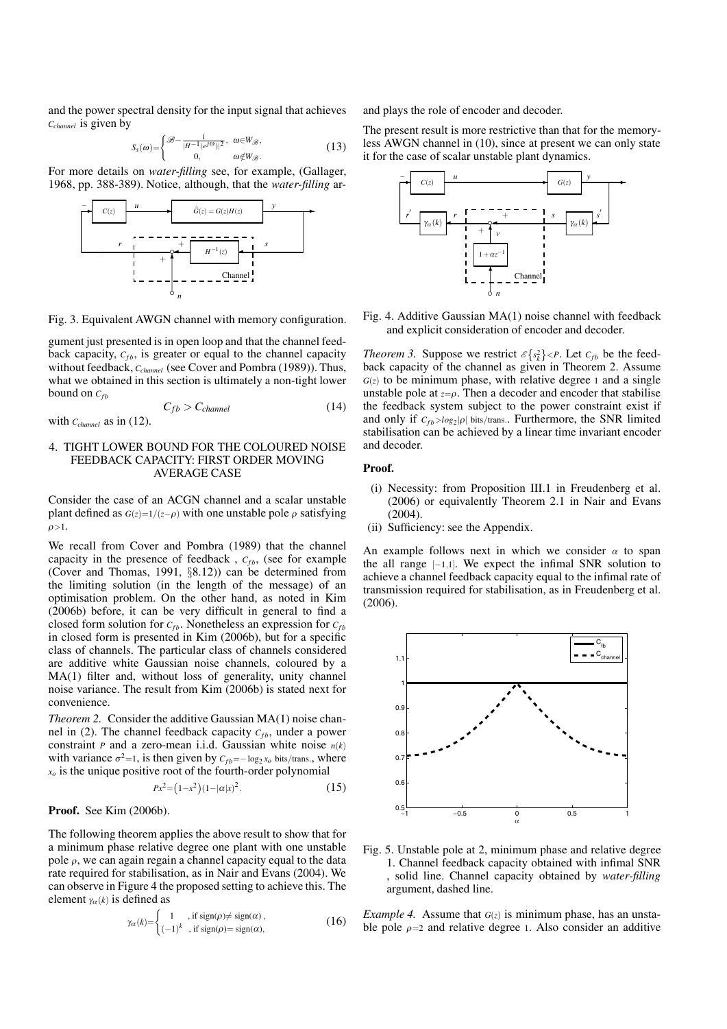and the power spectral density for the input signal that achieves $C_{channel}$ is given by

$$S_s(\omega)=\begin{cases}\mathscr{B}-\frac{1}{|H^{-1}(e^{j\omega})|^2}, & \omega\in W_{\mathscr{B}},\\ 0, & \omega\notin W_{\mathscr{B}}.\end{cases} \tag{13}$$

For more details on *water-filling* see, for example, (Gallager, 1968, pp. 388-389). Notice, although, that the *water-filling* argument just presented is in open loop and that the channel feedback capacity, $C_{fb}$, is greater or equal to the channel capacity without feedback, $C_{channel}$ (see Cover and Pombra (1989)). Thus, what we obtained in this section is ultimately a non-tight lower bound on $C_{fb}$

$$C_{fb} > C_{channel} \tag{14}$$

with $C_{channel}$ as in (12).

Fig. 3. Equivalent AWGN channel with memory configuration.

## 4. TIGHT LOWER BOUND FOR THE COLOURED NOISE FEEDBACK CAPACITY: FIRST ORDER MOVING AVERAGE CASE

Consider the case of an ACGN channel and a scalar unstable plant defined as $G(z)=1/(z-\rho)$ with one unstable pole $\rho$ satisfying $\rho>1$.

We recall from Cover and Pombra (1989) that the channel capacity in the presence of feedback , $C_{fb}$, (see for example (Cover and Thomas, 1991, §8.12)) can be determined from the limiting solution (in the length of the message) of an optimisation problem. On the other hand, as noted in Kim (2006b) before, it can be very difficult in general to find a closed form solution for $C_{fb}$. Nonetheless an expression for $C_{fb}$ in closed form is presented in Kim (2006b), but for a specific class of channels. The particular class of channels considered are additive white Gaussian noise channels, coloured by a MA(1) filter and, without loss of generality, unity channel noise variance. The result from Kim (2006b) is stated next for convenience.

*Theorem 2.* Consider the additive Gaussian MA(1) noise channel in (2). The channel feedback capacity $C_{fb}$, under a power constraint $P$ and a zero-mean i.i.d. Gaussian white noise $n(k)$ with variance $\sigma^2=1$, is then given by $C_{fb}=-\log_2 x_o$ bits/trans., where $x_o$ is the unique positive root of the fourth-order polynomial

$$Px^2=\left(1-x^2\right)\left(1-|\alpha|x\right)^2. \tag{15}$$

**Proof.** See Kim (2006b).

The following theorem applies the above result to show that for a minimum phase relative degree one plant with one unstable pole $\rho$, we can again regain a channel capacity equal to the data rate required for stabilisation, as in Nair and Evans (2004). We can observe in Figure 4 the proposed setting to achieve this. The element $\gamma_\alpha(k)$ is defined as

$$\gamma_\alpha(k)=\begin{cases}1 & \text{, if } \mathrm{sign}(\rho)\neq \mathrm{sign}(\alpha)\,,\\ (-1)^k & \text{, if } \mathrm{sign}(\rho)=\mathrm{sign}(\alpha),\end{cases} \tag{16}$$

and plays the role of encoder and decoder.

The present result is more restrictive than that for the memoryless AWGN channel in (10), since at present we can only state it for the case of scalar unstable plant dynamics.

Fig. 4. Additive Gaussian MA(1) noise channel with feedback and explicit consideration of encoder and decoder.

*Theorem 3.* Suppose we restrict $\mathscr{E}\{s_k^2\}<P$. Let $C_{fb}$ be the feedback capacity of the channel as given in Theorem 2. Assume $G(z)$ to be minimum phase, with relative degree 1 and a single unstable pole at $z=\rho$. Then a decoder and encoder that stabilise the feedback system subject to the power constraint exist if and only if $C_{fb}>\log_2|\rho|$ bits/trans.. Furthermore, the SNR limited stabilisation can be achieved by a linear time invariant encoder and decoder.

**Proof.**

- (i) Necessity: from Proposition III.1 in Freudenberg et al. (2006) or equivalently Theorem 2.1 in Nair and Evans (2004).
- (ii) Sufficiency: see the Appendix.

An example follows next in which we consider $\alpha$ to span the all range $[-1,1]$. We expect the infimal SNR solution to achieve a channel feedback capacity equal to the infimal rate of transmission required for stabilisation, as in Freudenberg et al. (2006).

Fig. 5. Unstable pole at 2, minimum phase and relative degree 1. Channel feedback capacity obtained with infimal SNR , solid line. Channel capacity obtained by *water-filling* argument, dashed line.

*Example 4.* Assume that $G(z)$ is minimum phase, has an unstable pole $\rho=2$ and relative degree 1. Also consider an additive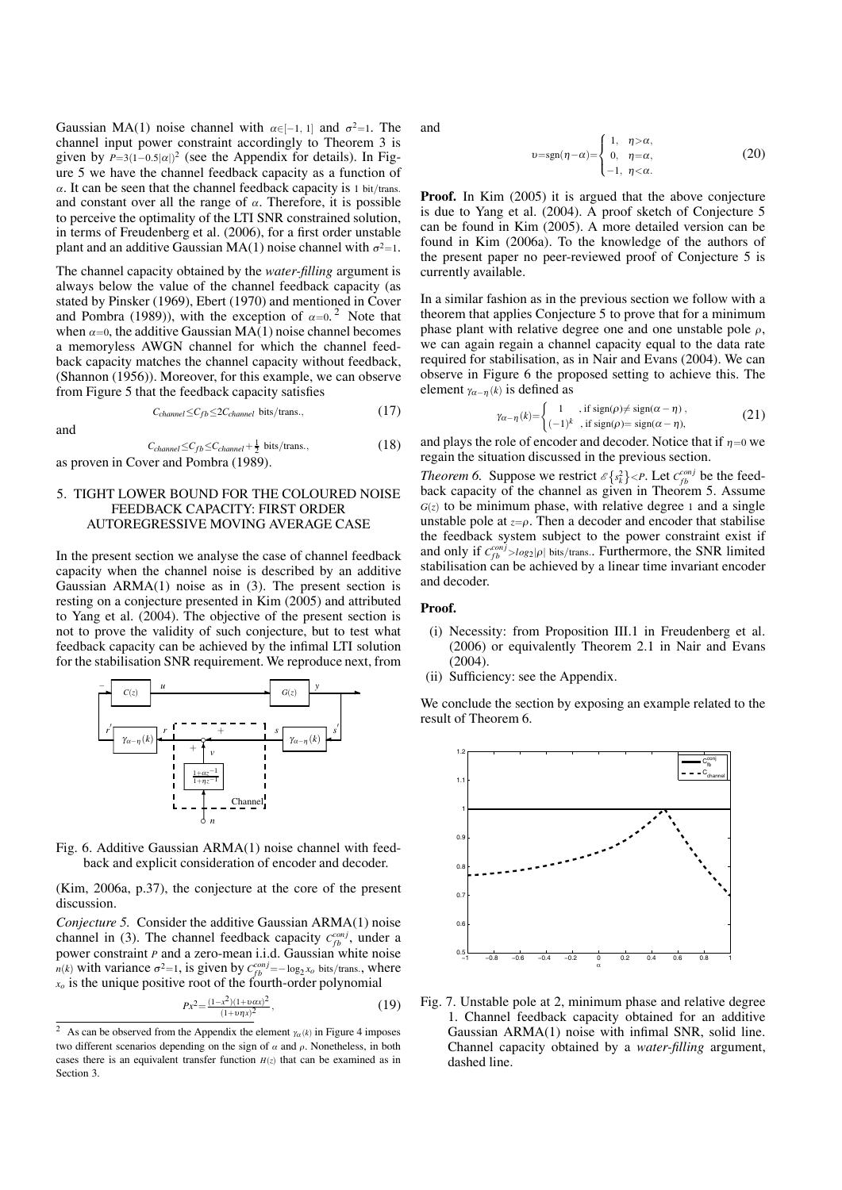Gaussian MA(1) noise channel with $\alpha\in[-1,1]$ and $\sigma^2=1$. The channel input power constraint accordingly to Theorem 3 is given by $P=3(1-0.5|\alpha|)^2$ (see the Appendix for details). In Figure 5 we have the channel feedback capacity as a function of $\alpha$. It can be seen that the channel feedback capacity is 1 bit/trans. and constant over all the range of $\alpha$. Therefore, it is possible to perceive the optimality of the LTI SNR constrained solution, in terms of Freudenberg et al. (2006), for a first order unstable plant and an additive Gaussian MA(1) noise channel with $\sigma^2=1$.

The channel capacity obtained by the *water-filling* argument is always below the value of the channel feedback capacity (as stated by Pinsker (1969), Ebert (1970) and mentioned in Cover and Pombra (1989)), with the exception of $\alpha=0$. [2] Note that when $\alpha=0$, the additive Gaussian MA(1) noise channel becomes a memoryless AWGN channel for which the channel feedback capacity matches the channel capacity without feedback, (Shannon (1956)). Moreover, for this example, we can observe from Figure 5 that the feedback capacity satisfies

$$C_{channel}\le C_{fb}\le 2C_{channel} \text{ bits/trans.}, \tag{17}$$

and

$$C_{channel}\le C_{fb}\le C_{channel}+\tfrac{1}{2} \text{ bits/trans.}, \tag{18}$$

as proven in Cover and Pombra (1989).

## 5. TIGHT LOWER BOUND FOR THE COLOURED NOISE FEEDBACK CAPACITY: FIRST ORDER AUTOREGRESSIVE MOVING AVERAGE CASE

In the present section we analyse the case of channel feedback capacity when the channel noise is described by an additive Gaussian ARMA(1) noise as in (3). The present section is resting on a conjecture presented in Kim (2005) and attributed to Yang et al. (2004). The objective of the present section is not to prove the validity of such conjecture, but to test what feedback capacity can be achieved by the infimal LTI solution for the stabilisation SNR requirement. We reproduce next, from (Kim, 2006a, p.37), the conjecture at the core of the present discussion.

Fig. 6. Additive Gaussian ARMA(1) noise channel with feedback and explicit consideration of encoder and decoder.

*Conjecture 5.* Consider the additive Gaussian ARMA(1) noise channel in (3). The channel feedback capacity $C_{fb}^{conj}$, under a power constraint $P$ and a zero-mean i.i.d. Gaussian white noise $n(k)$ with variance $\sigma^2=1$, is given by $C_{fb}^{conj}=-\log_2 x_o$ bits/trans., where $x_o$ is the unique positive root of the fourth-order polynomial

$$Px^2=\frac{(1-x^2)(1+\upsilon\alpha x)^2}{(1+\upsilon\eta x)^2}, \tag{19}$$

and

$$\upsilon=\operatorname{sgn}(\eta-\alpha)=\begin{cases}1, & \eta>\alpha,\\ 0, & \eta=\alpha,\\ -1, & \eta<\alpha.\end{cases} \tag{20}$$

**Proof.** In Kim (2005) it is argued that the above conjecture is due to Yang et al. (2004). A proof sketch of Conjecture 5 can be found in Kim (2005). A more detailed version can be found in Kim (2006a). To the knowledge of the authors of the present paper no peer-reviewed proof of Conjecture 5 is currently available.

In a similar fashion as in the previous section we follow with a theorem that applies Conjecture 5 to prove that for a minimum phase plant with relative degree one and one unstable pole $\rho$, we can again regain a channel capacity equal to the data rate required for stabilisation, as in Nair and Evans (2004). We can observe in Figure 6 the proposed setting to achieve this. The element $\gamma_{\alpha-\eta}(k)$ is defined as

$$\gamma_{\alpha-\eta}(k)=\begin{cases}1 & \text{, if } \operatorname{sign}(\rho)\neq \operatorname{sign}(\alpha-\eta)\,,\\ (-1)^k & \text{, if } \operatorname{sign}(\rho)= \operatorname{sign}(\alpha-\eta),\end{cases} \tag{21}$$

and plays the role of encoder and decoder. Notice that if $\eta=0$ we regain the situation discussed in the previous section.

*Theorem 6.* Suppose we restrict $\mathscr{E}\{s_k^2\}<P$. Let $C_{fb}^{conj}$ be the feedback capacity of the channel as given in Theorem 5. Assume $G(z)$ to be minimum phase, with relative degree 1 and a single unstable pole at $z=\rho$. Then a decoder and encoder that stabilise the feedback system subject to the power constraint exist if and only if $C_{fb}^{conj}>\log_2|\rho|$ bits/trans.. Furthermore, the SNR limited stabilisation can be achieved by a linear time invariant encoder and decoder.

**Proof.**

- (i) Necessity: from Proposition III.1 in Freudenberg et al. (2006) or equivalently Theorem 2.1 in Nair and Evans (2004).
- (ii) Sufficiency: see the Appendix.

We conclude the section by exposing an example related to the result of Theorem 6.

Fig. 7. Unstable pole at 2, minimum phase and relative degree 1. Channel feedback capacity obtained for an additive Gaussian ARMA(1) noise with infimal SNR, solid line. Channel capacity obtained by a *water-filling* argument, dashed line.

[2] As can be observed from the Appendix the element $\gamma_\alpha(k)$ in Figure 4 imposes two different scenarios depending on the sign of $\alpha$ and $\rho$. Nonetheless, in both cases there is an equivalent transfer function $H(z)$ that can be examined as in Section 3.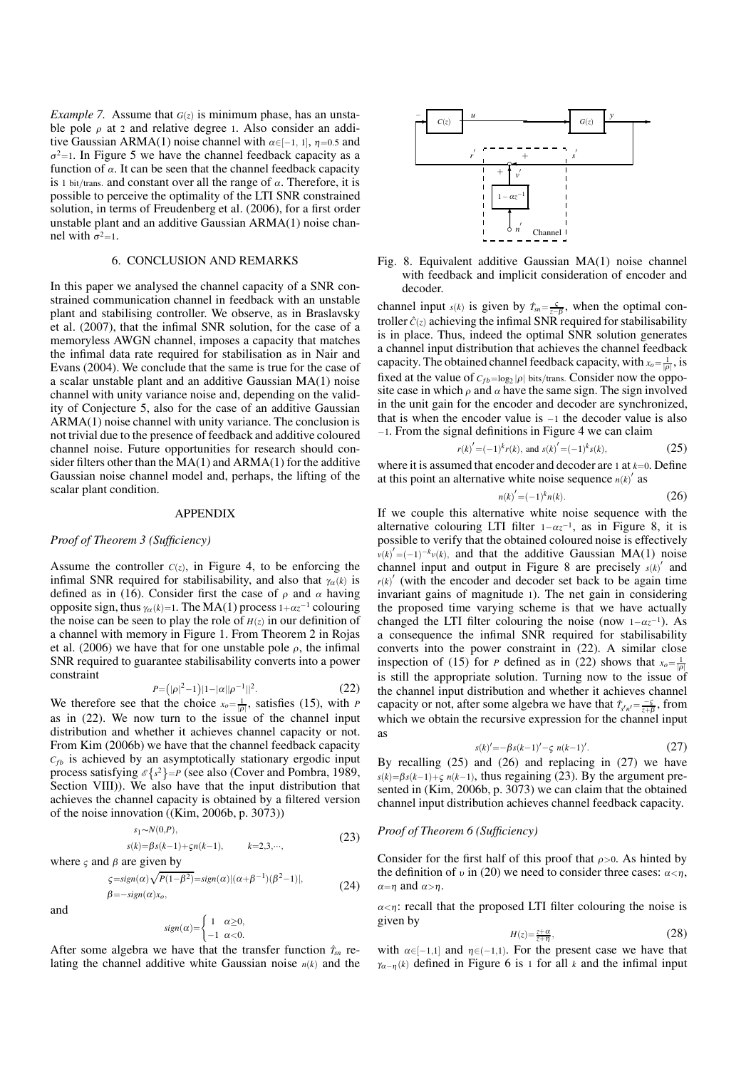*Example 7.* Assume that $G(z)$ is minimum phase, has an unstable pole $\rho$ at $2$ and relative degree $1$. Also consider an additive Gaussian ARMA(1) noise channel with $\alpha\in[-1,\ 1]$, $\eta=0.5$ and $\sigma^2=1$. In Figure 5 we have the channel feedback capacity as a function of $\alpha$. It can be seen that the channel feedback capacity is $1$ bit/trans. and constant over all the range of $\alpha$. Therefore, it is possible to perceive the optimality of the LTI SNR constrained solution, in terms of Freudenberg et al. (2006), for a first order unstable plant and an additive Gaussian ARMA(1) noise channel with $\sigma^2=1$.

## 6. CONCLUSION AND REMARKS

In this paper we analysed the channel capacity of a SNR constrained communication channel in feedback with an unstable plant and stabilising controller. We observe, as in Braslavsky et al. (2007), that the infimal SNR solution, for the case of a memoryless AWGN channel, imposes a capacity that matches the infimal data rate required for stabilisation as in Nair and Evans (2004). We conclude that the same is true for the case of a scalar unstable plant and an additive Gaussian MA(1) noise channel with unity variance noise and, depending on the validity of Conjecture 5, also for the case of an additive Gaussian ARMA(1) noise channel with unity variance. The conclusion is not trivial due to the presence of feedback and additive coloured channel noise. Future opportunities for research should consider filters other than the MA(1) and ARMA(1) for the additive Gaussian noise channel model and, perhaps, the lifting of the scalar plant condition.

## APPENDIX

### *Proof of Theorem 3 (Sufficiency)*

Assume the controller $C(z)$, in Figure 4, to be enforcing the infimal SNR required for stabilisability, and also that $\gamma_\alpha(k)$ is defined as in (16). Consider first the case of $\rho$ and $\alpha$ having opposite sign, thus $\gamma_\alpha(k)=1$. The MA(1) process $1+\alpha z^{-1}$ colouring the noise can be seen to play the role of $H(z)$ in our definition of a channel with memory in Figure 1. From Theorem 2 in Rojas et al. (2006) we have that for one unstable pole $\rho$, the infimal SNR required to guarantee stabilisability converts into a power constraint

$$P=\left(|\rho|^2-1\right)|1-|\alpha||\rho^{-1}||^2. \tag{22}$$

We therefore see that the choice $x_o=\frac{1}{|\rho|}$, satisfies (15), with $P$ as in (22). We now turn to the issue of the channel input distribution and whether it achieves channel capacity or not. From Kim (2006b) we have that the channel feedback capacity $C_{fb}$ is achieved by an asymptotically stationary ergodic input process satisfying $\mathscr{E}\{s^2\}=P$ (see also (Cover and Pombra, 1989, Section VIII)). We also have that the input distribution that achieves the channel capacity is obtained by a filtered version of the noise innovation ((Kim, 2006b, p. 3073))

$$\begin{aligned} &s_1\sim N(0,P),\\ &s(k)=\beta s(k-1)+\varsigma n(k-1), \qquad k=2,3,\cdots, \end{aligned} \tag{23}$$

where $\varsigma$ and $\beta$ are given by

$$\begin{aligned} &\varsigma=sign(\alpha)\sqrt{P(1-\beta^2)}=sign(\alpha)|(\alpha+\beta^{-1})(\beta^2-1)|,\\ &\beta=-sign(\alpha)x_o, \end{aligned} \tag{24}$$

and

$$sign(\alpha)=\begin{cases}1 & \alpha\geq 0,\\ -1 & \alpha<0.\end{cases}$$

After some algebra we have that the transfer function $\hat{T}_{sn}$ relating the channel additive white Gaussian noise $n(k)$ and the channel input $s(k)$ is given by $\hat{T}_{sn}=\frac{\varsigma}{z-\beta}$, when the optimal controller $\hat{C}(z)$ achieving the infimal SNR required for stabilisability is in place. Thus, indeed the optimal SNR solution generates a channel input distribution that achieves the channel feedback capacity. The obtained channel feedback capacity, with $x_o=\frac{1}{|\rho|}$, is fixed at the value of $C_{fb}=\log_2|\rho|$ bits/trans. Consider now the opposite case in which $\rho$ and $\alpha$ have the same sign. The sign involved in the unit gain for the encoder and decoder are synchronized, that is when the encoder value is $-1$ the decoder value is also $-1$. From the signal definitions in Figure 4 we can claim

$$r(k)'=(-1)^k r(k),\ \text{and}\ s(k)'=(-1)^k s(k), \tag{25}$$

where it is assumed that encoder and decoder are $1$ at $k=0$. Define at this point an alternative white noise sequence $n(k)'$ as

$$n(k)'=(-1)^k n(k). \tag{26}$$

If we couple this alternative white noise sequence with the alternative colouring LTI filter $1-\alpha z^{-1}$, as in Figure 8, it is possible to verify that the obtained coloured noise is effectively $v(k)'=(-1)^{-k}v(k)$, and that the additive Gaussian MA(1) noise channel input and output in Figure 8 are precisely $s(k)'$ and $r(k)'$ (with the encoder and decoder set back to be again time invariant gains of magnitude $1$). The net gain in considering the proposed time varying scheme is that we have actually changed the LTI filter colouring the noise (now $1-\alpha z^{-1}$). As a consequence the infimal SNR required for stabilisability converts into the power constraint in (22). A similar close inspection of (15) for $P$ defined as in (22) shows that $x_o=\frac{1}{|\rho|}$ is still the appropriate solution. Turning now to the issue of the channel input distribution and whether it achieves channel capacity or not, after some algebra we have that $\hat{T}_{s'n'}=\frac{-\varsigma}{z+\beta}$, from which we obtain the recursive expression for the channel input as

$$s(k)'=-\beta s(k-1)'-\varsigma\ n(k-1)'. \tag{27}$$

By recalling (25) and (26) and replacing in (27) we have $s(k)=\beta s(k-1)+\varsigma\ n(k-1)$, thus regaining (23). By the argument presented in (Kim, 2006b, p. 3073) we can claim that the obtained channel input distribution achieves channel feedback capacity.

Fig. 8. Equivalent additive Gaussian MA(1) noise channel with feedback and implicit consideration of encoder and decoder.

### *Proof of Theorem 6 (Sufficiency)*

Consider for the first half of this proof that $\rho>0$. As hinted by the definition of $\upsilon$ in (20) we need to consider three cases: $\alpha<\eta$, $\alpha=\eta$ and $\alpha>\eta$.

$\alpha<\eta$: recall that the proposed LTI filter colouring the noise is given by

$$H(z)=\frac{z+\alpha}{z+\eta}, \tag{28}$$

with $\alpha\in[-1,1]$ and $\eta\in(-1,1)$. For the present case we have that $\gamma_{\alpha-\eta}(k)$ defined in Figure 6 is $1$ for all $k$ and the infimal input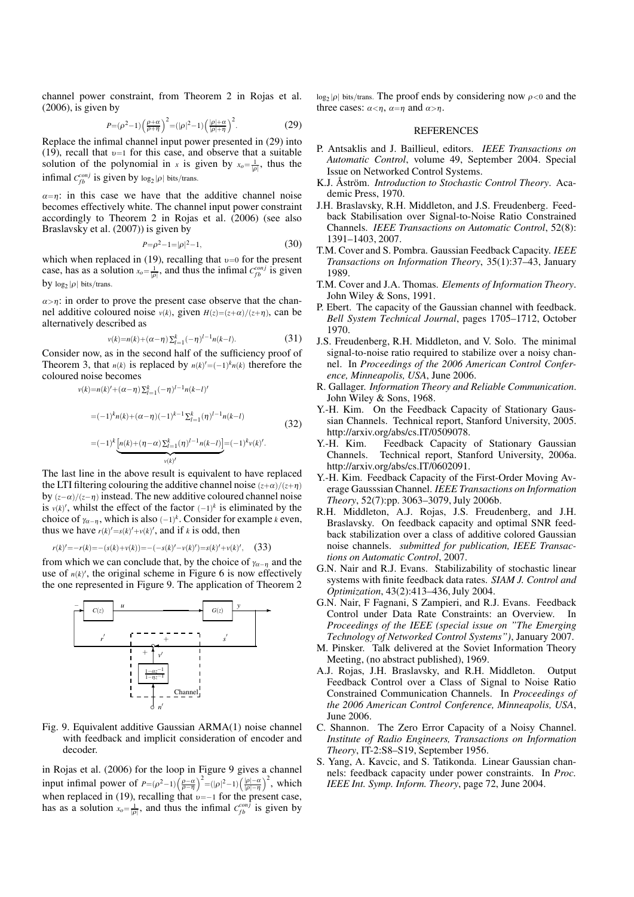channel power constraint, from Theorem 2 in Rojas et al. (2006), is given by

$$P=(\rho^2-1)\left(\frac{\rho+\alpha}{\rho+\eta}\right)^2=(|\rho|^2-1)\left(\frac{|\rho|+\alpha}{|\rho|+\eta}\right)^2. \tag{29}$$

Replace the infimal channel input power presented in (29) into (19), recall that $\upsilon=1$ for this case, and observe that a suitable solution of the polynomial in $x$ is given by $x_o=\frac{1}{|\rho|}$, thus the infimal $C_{fb}^{conj}$ is given by $\log_2|\rho|$ bits/trans.

$\alpha=\eta$: in this case we have that the additive channel noise becomes effectively white. The channel input power constraint accordingly to Theorem 2 in Rojas et al. (2006) (see also Braslavsky et al. (2007)) is given by

$$P=\rho^2-1=|\rho|^2-1, \tag{30}$$

which when replaced in (19), recalling that $\upsilon=0$ for the present case, has as a solution $x_o=\frac{1}{|\rho|}$, and thus the infimal $C_{fb}^{conj}$ is given by $\log_2|\rho|$ bits/trans.

$\alpha>\eta$: in order to prove the present case observe that the channel additive coloured noise $v(k)$, given $H(z)=(z+\alpha)/(z+\eta)$, can be alternatively described as

$$v(k)=n(k)+(\alpha-\eta)\sum_{l=1}^{k}(-\eta)^{l-1}n(k-l). \tag{31}$$

Consider now, as in the second half of the sufficiency proof of Theorem 3, that $n(k)$ is replaced by $n(k)'=(-1)^k n(k)$ therefore the coloured noise becomes

$$\begin{aligned} v(k)&=n(k)'+(\alpha-\eta)\sum_{l=1}^{k}(-\eta)^{l-1}n(k-l)' \\ &=(-1)^k n(k)+(\alpha-\eta)(-1)^{k-1}\sum_{l=1}^{k}(\eta)^{l-1}n(k-l) \\ &=(-1)^k\underbrace{\left[n(k)+(\eta-\alpha)\sum_{l=1}^{k}(\eta)^{l-1}n(k-l)\right]}_{v(k)'}=(-1)^k v(k)'. \end{aligned} \tag{32}$$

The last line in the above result is equivalent to have replaced the LTI filtering colouring the additive channel noise $(z+\alpha)/(z+\eta)$ by $(z-\alpha)/(z-\eta)$ instead. The new additive coloured channel noise is $v(k)'$, whilst the effect of the factor $(-1)^k$ is eliminated by the choice of $\gamma_{\alpha-\eta}$, which is also $(-1)^k$. Consider for example $k$ even, thus we have $r(k)'=s(k)'+v(k)'$, and if $k$ is odd, then

$$r(k)'=-r(k)=-(s(k)+v(k))=-(-s(k)'-v(k)')=s(k)'+v(k)', \tag{33}$$

from which we can conclude that, by the choice of $\gamma_{\alpha-\eta}$ and the use of $n(k)'$, the original scheme in Figure 6 is now effectively the one represented in Figure 9. The application of Theorem 2

C(z)
u
G(z)
y
r′
s′
v′
$\frac{1-\alpha z^{-1}}{1-\eta z^{-1}}$
Channel
n′

Fig. 9. Equivalent additive Gaussian ARMA(1) noise channel with feedback and implicit consideration of encoder and decoder.

in Rojas et al. (2006) for the loop in Figure 9 gives a channel input infimal power of $P=(\rho^2-1)\left(\frac{\rho-\alpha}{\rho-\eta}\right)^2=(|\rho|^2-1)\left(\frac{|\rho|-\alpha}{|\rho|-\eta}\right)^2$, which when replaced in (19), recalling that $\upsilon=-1$ for the present case, has as a solution $x_o=\frac{1}{|\rho|}$, and thus the infimal $C_{fb}^{conj}$ is given by $\log_2|\rho|$ bits/trans. The proof ends by considering now $\rho<0$ and the three cases: $\alpha<\eta$, $\alpha=\eta$ and $\alpha>\eta$.

## REFERENCES

P. Antsaklis and J. Baillieul, editors. *IEEE Transactions on Automatic Control*, volume 49, September 2004. Special Issue on Networked Control Systems.

K.J. Åström. *Introduction to Stochastic Control Theory*. Academic Press, 1970.

J.H. Braslavsky, R.H. Middleton, and J.S. Freudenberg. Feedback Stabilisation over Signal-to-Noise Ratio Constrained Channels. *IEEE Transactions on Automatic Control*, 52(8): 1391–1403, 2007.

T.M. Cover and S. Pombra. Gaussian Feedback Capacity. *IEEE Transactions on Information Theory*, 35(1):37–43, January 1989.

T.M. Cover and J.A. Thomas. *Elements of Information Theory*. John Wiley & Sons, 1991.

P. Ebert. The capacity of the Gaussian channel with feedback. *Bell System Technical Journal*, pages 1705–1712, October 1970.

J.S. Freudenberg, R.H. Middleton, and V. Solo. The minimal signal-to-noise ratio required to stabilize over a noisy channel. In *Proceedings of the 2006 American Control Conference, Minneapolis, USA*, June 2006.

R. Gallager. *Information Theory and Reliable Communication*. John Wiley & Sons, 1968.

Y.-H. Kim. On the Feedback Capacity of Stationary Gaussian Channels. Technical report, Stanford University, 2005. http://arxiv.org/abs/cs.IT/0509078.

Y.-H. Kim. Feedback Capacity of Stationary Gaussian Channels. Technical report, Stanford University, 2006a. http://arxiv.org/abs/cs.IT/0602091.

Y.-H. Kim. Feedback Capacity of the First-Order Moving Average Gausssian Channel. *IEEE Transactions on Information Theory*, 52(7):pp. 3063–3079, July 2006b.

R.H. Middleton, A.J. Rojas, J.S. Freudenberg, and J.H. Braslavsky. On feedback capacity and optimal SNR feedback stabilization over a class of additive colored Gaussian noise channels. *submitted for publication, IEEE Transactions on Automatic Control*, 2007.

G.N. Nair and R.J. Evans. Stabilizability of stochastic linear systems with finite feedback data rates. *SIAM J. Control and Optimization*, 43(2):413–436, July 2004.

G.N. Nair, F Fagnani, S Zampieri, and R.J. Evans. Feedback Control under Data Rate Constraints: an Overview. In *Proceedings of the IEEE (special issue on "The Emerging Technology of Networked Control Systems")*, January 2007.

M. Pinsker. Talk delivered at the Soviet Information Theory Meeting, (no abstract published), 1969.

A.J. Rojas, J.H. Braslavsky, and R.H. Middleton. Output Feedback Control over a Class of Signal to Noise Ratio Constrained Communication Channels. In *Proceedings of the 2006 American Control Conference, Minneapolis, USA*, June 2006.

C. Shannon. The Zero Error Capacity of a Noisy Channel. *Institute of Radio Engineers, Transactions on Information Theory*, IT-2:S8–S19, September 1956.

S. Yang, A. Kavcic, and S. Tatikonda. Linear Gaussian channels: feedback capacity under power constraints. In *Proc. IEEE Int. Symp. Inform. Theory*, page 72, June 2004.